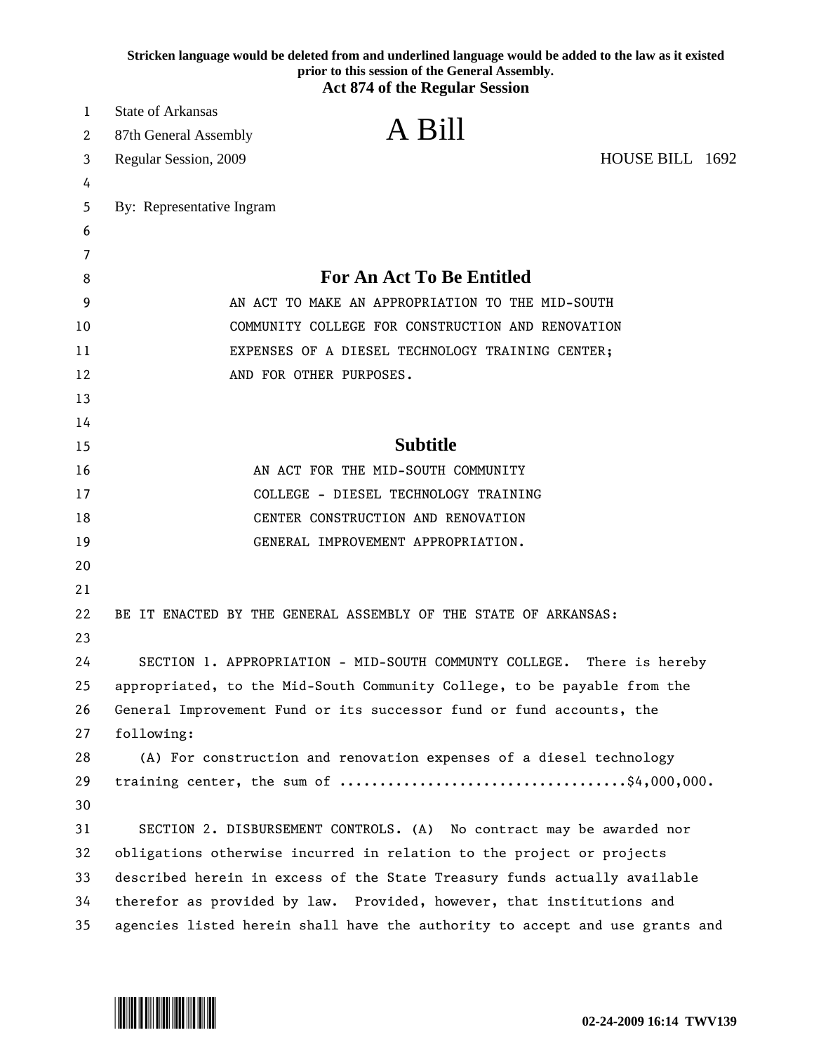**Stricken language would be deleted from and underlined language would be added to the law as it existed prior to this session of the General Assembly.**

**Act 874 of the Regular Session**

State of Arkansas
87th General Assembly
Regular Session, 2009

# A Bill

HOUSE BILL 1692

By: Representative Ingram

## For An Act To Be Entitled

AN ACT TO MAKE AN APPROPRIATION TO THE MID-SOUTH COMMUNITY COLLEGE FOR CONSTRUCTION AND RENOVATION EXPENSES OF A DIESEL TECHNOLOGY TRAINING CENTER; AND FOR OTHER PURPOSES.

## Subtitle

AN ACT FOR THE MID-SOUTH COMMUNITY COLLEGE - DIESEL TECHNOLOGY TRAINING CENTER CONSTRUCTION AND RENOVATION GENERAL IMPROVEMENT APPROPRIATION.

BE IT ENACTED BY THE GENERAL ASSEMBLY OF THE STATE OF ARKANSAS:

SECTION 1. APPROPRIATION - MID-SOUTH COMMUNTY COLLEGE. There is hereby appropriated, to the Mid-South Community College, to be payable from the General Improvement Fund or its successor fund or fund accounts, the following:

(A) For construction and renovation expenses of a diesel technology training center, the sum of ...................................$4,000,000.

SECTION 2. DISBURSEMENT CONTROLS. (A) No contract may be awarded nor obligations otherwise incurred in relation to the project or projects described herein in excess of the State Treasury funds actually available therefor as provided by law. Provided, however, that institutions and agencies listed herein shall have the authority to accept and use grants and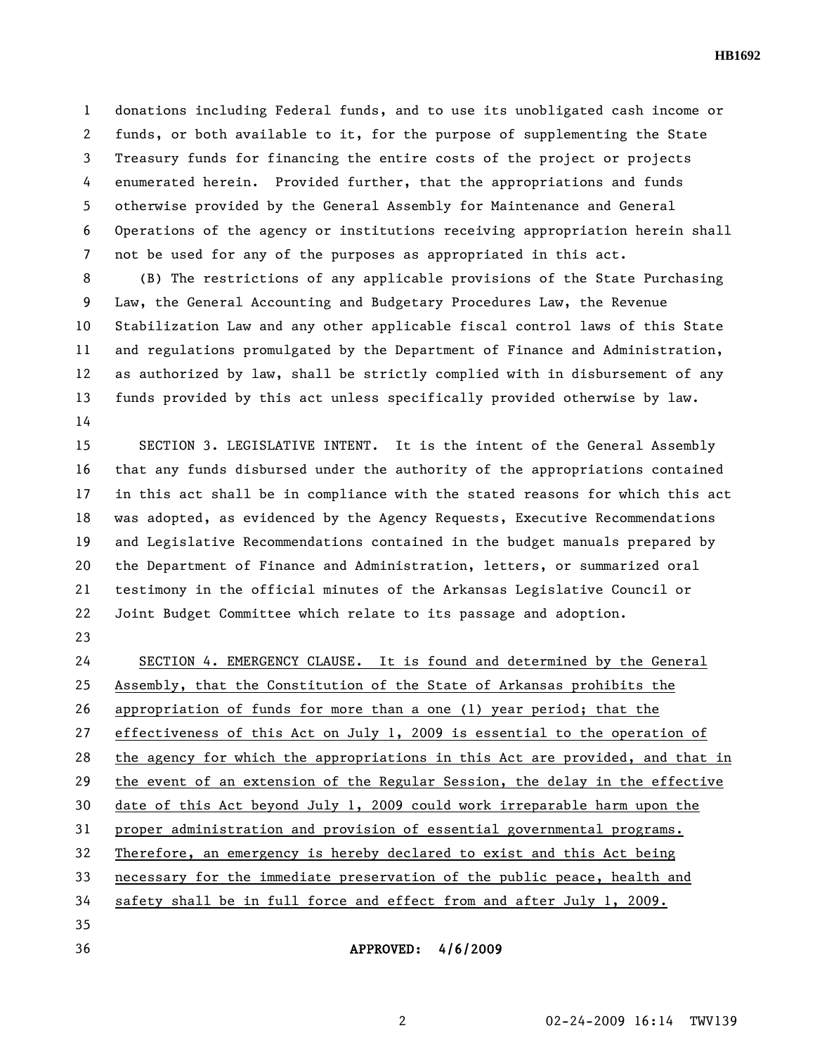donations including Federal funds, and to use its unobligated cash income or funds, or both available to it, for the purpose of supplementing the State Treasury funds for financing the entire costs of the project or projects enumerated herein. Provided further, that the appropriations and funds otherwise provided by the General Assembly for Maintenance and General Operations of the agency or institutions receiving appropriation herein shall not be used for any of the purposes as appropriated in this act.

(B) The restrictions of any applicable provisions of the State Purchasing Law, the General Accounting and Budgetary Procedures Law, the Revenue Stabilization Law and any other applicable fiscal control laws of this State and regulations promulgated by the Department of Finance and Administration, as authorized by law, shall be strictly complied with in disbursement of any funds provided by this act unless specifically provided otherwise by law.

SECTION 3. LEGISLATIVE INTENT. It is the intent of the General Assembly that any funds disbursed under the authority of the appropriations contained in this act shall be in compliance with the stated reasons for which this act was adopted, as evidenced by the Agency Requests, Executive Recommendations and Legislative Recommendations contained in the budget manuals prepared by the Department of Finance and Administration, letters, or summarized oral testimony in the official minutes of the Arkansas Legislative Council or Joint Budget Committee which relate to its passage and adoption.

SECTION 4. EMERGENCY CLAUSE. It is found and determined by the General Assembly, that the Constitution of the State of Arkansas prohibits the appropriation of funds for more than a one (1) year period; that the effectiveness of this Act on July 1, 2009 is essential to the operation of the agency for which the appropriations in this Act are provided, and that in the event of an extension of the Regular Session, the delay in the effective date of this Act beyond July 1, 2009 could work irreparable harm upon the proper administration and provision of essential governmental programs. Therefore, an emergency is hereby declared to exist and this Act being necessary for the immediate preservation of the public peace, health and safety shall be in full force and effect from and after July 1, 2009.

**APPROVED: 4/6/2009**